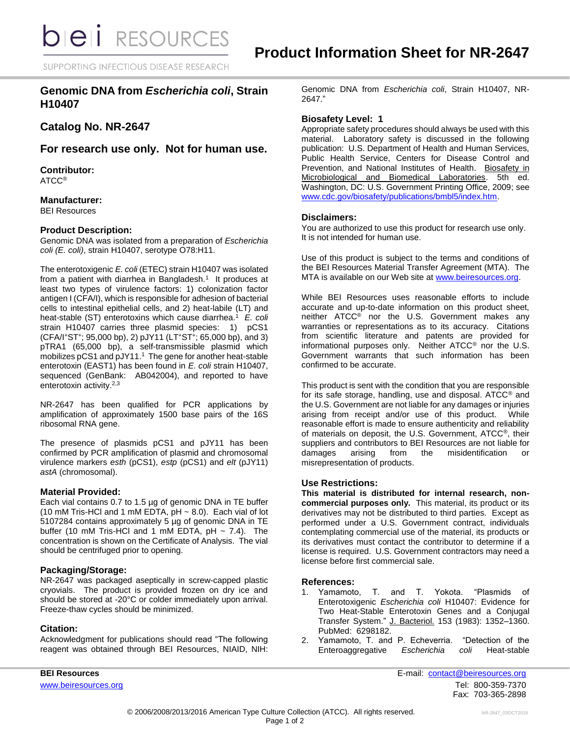# Product Information Sheet for NR-2647

## Genomic DNA from *Escherichia coli*, Strain H10407

## Catalog No. NR-2647

## For research use only. Not for human use.

**Contributor:**
ATCC®

**Manufacturer:**
BEI Resources

**Product Description:**
Genomic DNA was isolated from a preparation of *Escherichia coli (E. coli)*, strain H10407, serotype O78:H11.

The enterotoxigenic *E. coli* (ETEC) strain H10407 was isolated from a patient with diarrhea in Bangladesh.[1] It produces at least two types of virulence factors: 1) colonization factor antigen I (CFA/I), which is responsible for adhesion of bacterial cells to intestinal epithelial cells, and 2) heat-labile (LT) and heat-stable (ST) enterotoxins which cause diarrhea.[1] *E. coli* strain H10407 carries three plasmid species: 1) pCS1 ($CFA/I^+ST^+$; 95,000 bp), 2) pJY11 ($LT^+ST^+$; 65,000 bp), and 3) pTRA1 (65,000 bp), a self-transmissible plasmid which mobilizes pCS1 and pJY11.[1] The gene for another heat-stable enterotoxin (EAST1) has been found in *E. coli* strain H10407, sequenced (GenBank: AB042004), and reported to have enterotoxin activity.[2,3]

NR-2647 has been qualified for PCR applications by amplification of approximately 1500 base pairs of the 16S ribosomal RNA gene.

The presence of plasmids pCS1 and pJY11 has been confirmed by PCR amplification of plasmid and chromosomal virulence markers *esth* (pCS1), *estp* (pCS1) and *elt* (pJY11) *astA* (chromosomal).

**Material Provided:**
Each vial contains 0.7 to 1.5 µg of genomic DNA in TE buffer (10 mM Tris-HCl and 1 mM EDTA, pH ~ 8.0). Each vial of lot 5107284 contains approximately 5 µg of genomic DNA in TE buffer (10 mM Tris-HCl and 1 mM EDTA, pH ~ 7.4). The concentration is shown on the Certificate of Analysis. The vial should be centrifuged prior to opening.

**Packaging/Storage:**
NR-2647 was packaged aseptically in screw-capped plastic cryovials. The product is provided frozen on dry ice and should be stored at -20°C or colder immediately upon arrival. Freeze-thaw cycles should be minimized.

**Citation:**
Acknowledgment for publications should read "The following reagent was obtained through BEI Resources, NIAID, NIH: Genomic DNA from *Escherichia coli*, Strain H10407, NR-2647."

**Biosafety Level: 1**
Appropriate safety procedures should always be used with this material. Laboratory safety is discussed in the following publication: U.S. Department of Health and Human Services, Public Health Service, Centers for Disease Control and Prevention, and National Institutes of Health. Biosafety in Microbiological and Biomedical Laboratories. 5th ed. Washington, DC: U.S. Government Printing Office, 2009; see www.cdc.gov/biosafety/publications/bmbl5/index.htm.

**Disclaimers:**
You are authorized to use this product for research use only. It is not intended for human use.

Use of this product is subject to the terms and conditions of the BEI Resources Material Transfer Agreement (MTA). The MTA is available on our Web site at www.beiresources.org.

While BEI Resources uses reasonable efforts to include accurate and up-to-date information on this product sheet, neither ATCC® nor the U.S. Government makes any warranties or representations as to its accuracy. Citations from scientific literature and patents are provided for informational purposes only. Neither ATCC® nor the U.S. Government warrants that such information has been confirmed to be accurate.

This product is sent with the condition that you are responsible for its safe storage, handling, use and disposal. ATCC® and the U.S. Government are not liable for any damages or injuries arising from receipt and/or use of this product. While reasonable effort is made to ensure authenticity and reliability of materials on deposit, the U.S. Government, ATCC®, their suppliers and contributors to BEI Resources are not liable for damages arising from the misidentification or misrepresentation of products.

**Use Restrictions:**
**This material is distributed for internal research, non-commercial purposes only.** This material, its product or its derivatives may not be distributed to third parties. Except as performed under a U.S. Government contract, individuals contemplating commercial use of the material, its products or its derivatives must contact the contributor to determine if a license is required. U.S. Government contractors may need a license before first commercial sale.

**References:**

1. Yamamoto, T. and T. Yokota. "Plasmids of Enterotoxigenic *Escherichia coli* H10407: Evidence for Two Heat-Stable Enterotoxin Genes and a Conjugal Transfer System." J. Bacteriol. 153 (1983): 1352–1360. PubMed: 6298182.
2. Yamamoto, T. and P. Echeverria. "Detection of the Enteroaggregative *Escherichia coli* Heat-stable

**BEI Resources**
www.beiresources.org

E-mail: contact@beiresources.org
Tel: 800-359-7370
Fax: 703-365-2898

© 2006/2008/2013/2016 American Type Culture Collection (ATCC). All rights reserved.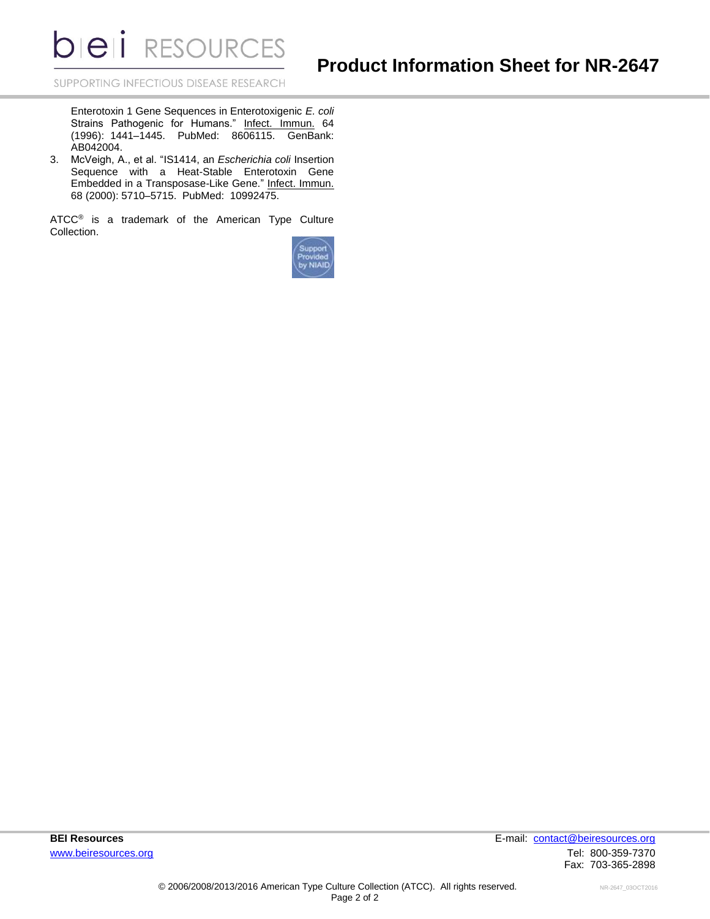Enterotoxin 1 Gene Sequences in Enterotoxigenic *E. coli* Strains Pathogenic for Humans." Infect. Immun. 64 (1996): 1441–1445. PubMed: 8606115. GenBank: AB042004.

3. McVeigh, A., et al. "IS1414, an *Escherichia coli* Insertion Sequence with a Heat-Stable Enterotoxin Gene Embedded in a Transposase-Like Gene." Infect. Immun. 68 (2000): 5710–5715. PubMed: 10992475.

ATCC® is a trademark of the American Type Culture Collection.

Support Provided by NIAID

**BEI Resources**
www.beiresources.org

E-mail: contact@beiresources.org
Tel: 800-359-7370
Fax: 703-365-2898

© 2006/2008/2013/2016 American Type Culture Collection (ATCC). All rights reserved.

NR-2647_03OCT2016